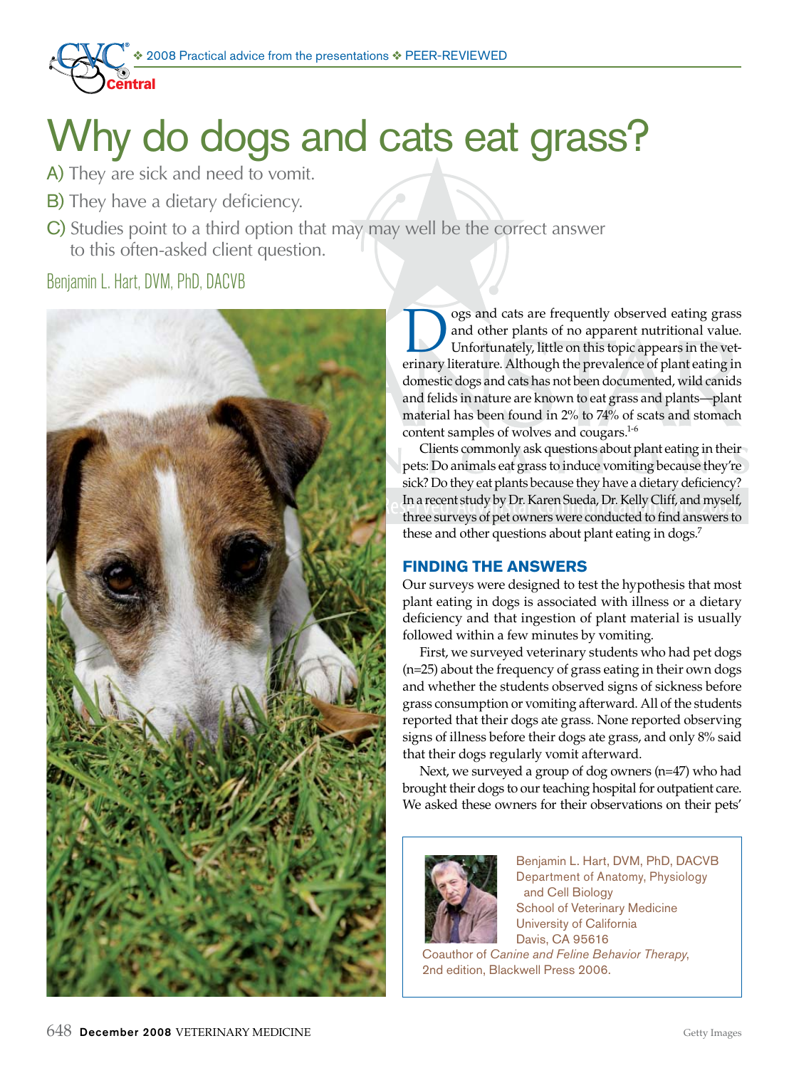# Why do dogs and cats eat grass?

A) They are sick and need to vomit.

B) They have a dietary deficiency.

C) Studies point to a third option that may may well be the correct answer to this often-asked client question.

Benjamin L. Hart, DVM, PhD, DACVB

Dogs and cats are frequently observed eating grass and other plants of no apparent nutritional value. Unfortunately, little on this topic appears in the veterinary literature. Although the prevalence of plant eating in domestic dogs and cats has not been documented, wild canids and felids in nature are known to eat grass and plants—plant material has been found in 2% to 74% of scats and stomach content samples of wolves and cougars.[1-6]

Clients commonly ask questions about plant eating in their pets: Do animals eat grass to induce vomiting because they're sick? Do they eat plants because they have a dietary deficiency? In a recent study by Dr. Karen Sueda, Dr. Kelly Cliff, and myself, three surveys of pet owners were conducted to find answers to these and other questions about plant eating in dogs.[7]

## FINDING THE ANSWERS

Our surveys were designed to test the hypothesis that most plant eating in dogs is associated with illness or a dietary deficiency and that ingestion of plant material is usually followed within a few minutes by vomiting.

First, we surveyed veterinary students who had pet dogs (n=25) about the frequency of grass eating in their own dogs and whether the students observed signs of sickness before grass consumption or vomiting afterward. All of the students reported that their dogs ate grass. None reported observing signs of illness before their dogs ate grass, and only 8% said that their dogs regularly vomit afterward.

Next, we surveyed a group of dog owners (n=47) who had brought their dogs to our teaching hospital for outpatient care. We asked these owners for their observations on their pets'

Benjamin L. Hart, DVM, PhD, DACVB
Department of Anatomy, Physiology and Cell Biology
School of Veterinary Medicine
University of California
Davis, CA 95616
Coauthor of *Canine and Feline Behavior Therapy*, 2nd edition, Blackwell Press 2006.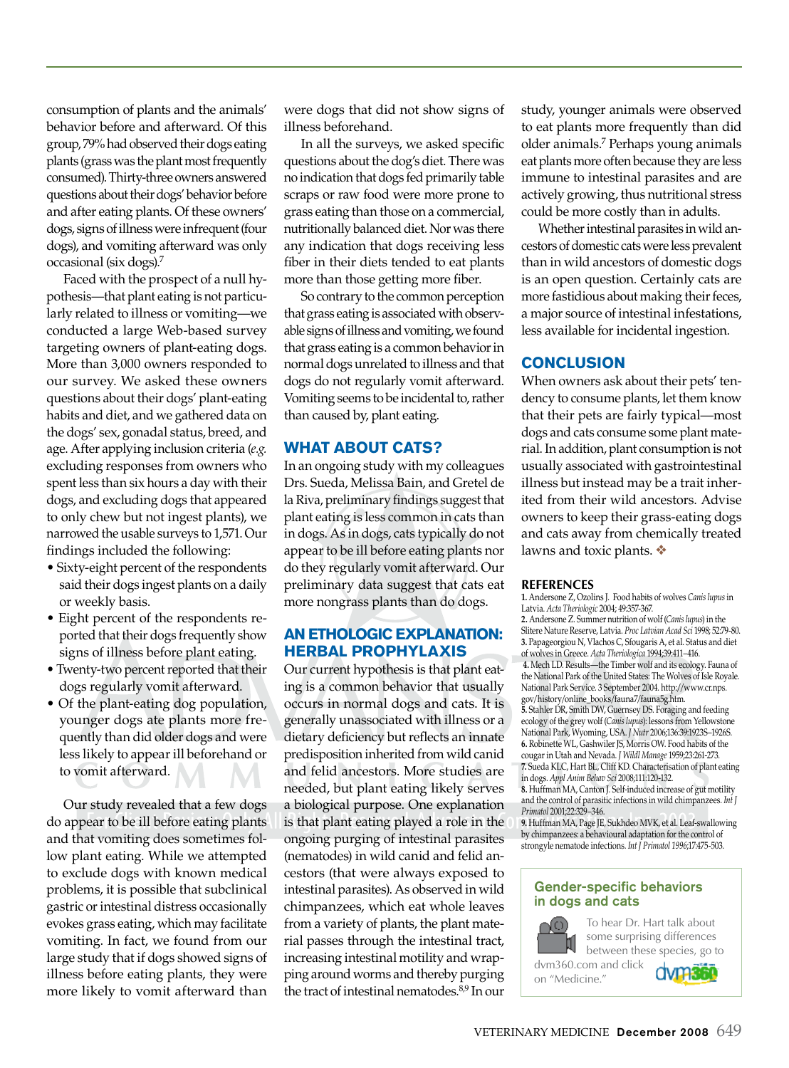consumption of plants and the animals' behavior before and afterward. Of this group, 79% had observed their dogs eating plants (grass was the plant most frequently consumed). Thirty-three owners answered questions about their dogs' behavior before and after eating plants. Of these owners' dogs, signs of illness were infrequent (four dogs), and vomiting afterward was only occasional (six dogs).[7]

Faced with the prospect of a null hypothesis—that plant eating is not particularly related to illness or vomiting—we conducted a large Web-based survey targeting owners of plant-eating dogs. More than 3,000 owners responded to our survey. We asked these owners questions about their dogs' plant-eating habits and diet, and we gathered data on the dogs' sex, gonadal status, breed, and age. After applying inclusion criteria (*e.g.* excluding responses from owners who spent less than six hours a day with their dogs, and excluding dogs that appeared to only chew but not ingest plants), we narrowed the usable surveys to 1,571. Our findings included the following:

- Sixty-eight percent of the respondents said their dogs ingest plants on a daily or weekly basis.
- Eight percent of the respondents reported that their dogs frequently show signs of illness before plant eating.
- Twenty-two percent reported that their dogs regularly vomit afterward.
- Of the plant-eating dog population, younger dogs ate plants more frequently than did older dogs and were less likely to appear ill beforehand or to vomit afterward.

Our study revealed that a few dogs do appear to be ill before eating plants and that vomiting does sometimes follow plant eating. While we attempted to exclude dogs with known medical problems, it is possible that subclinical gastric or intestinal distress occasionally evokes grass eating, which may facilitate vomiting. In fact, we found from our large study that if dogs showed signs of illness before eating plants, they were more likely to vomit afterward than were dogs that did not show signs of illness beforehand.

In all the surveys, we asked specific questions about the dog's diet. There was no indication that dogs fed primarily table scraps or raw food were more prone to grass eating than those on a commercial, nutritionally balanced diet. Nor was there any indication that dogs receiving less fiber in their diets tended to eat plants more than those getting more fiber.

So contrary to the common perception that grass eating is associated with observable signs of illness and vomiting, we found that grass eating is a common behavior in normal dogs unrelated to illness and that dogs do not regularly vomit afterward. Vomiting seems to be incidental to, rather than caused by, plant eating.

## WHAT ABOUT CATS?

In an ongoing study with my colleagues Drs. Sueda, Melissa Bain, and Gretel de la Riva, preliminary findings suggest that plant eating is less common in cats than in dogs. As in dogs, cats typically do not appear to be ill before eating plants nor do they regularly vomit afterward. Our preliminary data suggest that cats eat more nongrass plants than do dogs.

## AN ETHOLOGIC EXPLANATION: HERBAL PROPHYLAXIS

Our current hypothesis is that plant eating is a common behavior that usually occurs in normal dogs and cats. It is generally unassociated with illness or a dietary deficiency but reflects an innate predisposition inherited from wild canid and felid ancestors. More studies are needed, but plant eating likely serves a biological purpose. One explanation is that plant eating played a role in the ongoing purging of intestinal parasites (nematodes) in wild canid and felid ancestors (that were always exposed to intestinal parasites). As observed in wild chimpanzees, which eat whole leaves from a variety of plants, the plant material passes through the intestinal tract, increasing intestinal motility and wrapping around worms and thereby purging the tract of intestinal nematodes.[8,9] In our study, younger animals were observed to eat plants more frequently than did older animals.[7] Perhaps young animals eat plants more often because they are less immune to intestinal parasites and are actively growing, thus nutritional stress could be more costly than in adults.

Whether intestinal parasites in wild ancestors of domestic cats were less prevalent than in wild ancestors of domestic dogs is an open question. Certainly cats are more fastidious about making their feces, a major source of intestinal infestations, less available for incidental ingestion.

## CONCLUSION

When owners ask about their pets' tendency to consume plants, let them know that their pets are fairly typical—most dogs and cats consume some plant material. In addition, plant consumption is not usually associated with gastrointestinal illness but instead may be a trait inherited from their wild ancestors. Advise owners to keep their grass-eating dogs and cats away from chemically treated lawns and toxic plants. ❖

## REFERENCES

1. Andersone Z, Ozolins J. Food habits of wolves *Canis lupus* in Latvia. *Acta Theriologic* 2004;49:357-367.
2. Andersone Z. Summer nutrition of wolf (*Canis lupus*) in the Slitere Nature Reserve, Latvia. *Proc Latvian Acad Sci* 1998;52:79-80.
3. Papageorgiou N, Vlachos C, Sfougaris A, et al. Status and diet of wolves in Greece. *Acta Theriologica* 1994;39:411–416.
4. Mech LD. Results—the Timber wolf and its ecology. Fauna of the National Park of the United States: The Wolves of Isle Royale. National Park Service. 3 September 2004. http://www.cr.nps.gov/history/online_books/fauna7/fauna5g.htm.
5. Stahler DR, Smith DW, Guernsey DS. Foraging and feeding ecology of the grey wolf (*Canis lupus*): lessons from Yellowstone National Park, Wyoming, USA. *J Nutr* 2006;136:39:1923S–1926S.
6. Robinette WL, Gashwiler JS, Morris OW. Food habits of the cougar in Utah and Nevada. *J Wildl Manage* 1959;23:261-273.
7. Sueda KLC, Hart BL, Cliff KD. Characterisation of plant eating in dogs. *Appl Anim Behav Sci* 2008;111:120-132.
8. Huffman MA, Canton J. Self-induced increase of gut motility and the control of parasitic infections in wild chimpanzees. *Int J Primatol* 2001;22:329–346.
9. Huffman MA, Page JE, Sukhdeo MVK, et al. Leaf-swallowing by chimpanzees: a behavioural adaptation for the control of strongyle nematode infections. *Int J Primatol* 1996;17:475-503.

**Gender-specific behaviors in dogs and cats**

To hear Dr. Hart talk about some surprising differences between these species, go to dvm360.com and click on "Medicine."